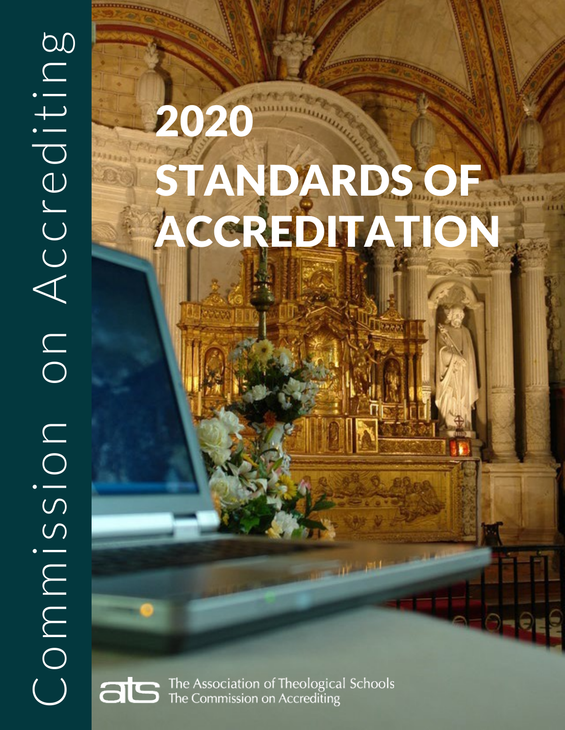Commission on Accrediting

# 2020 STANDARDS OF ACCREDITATION

The Association of Theological Schools
The Commission on Accrediting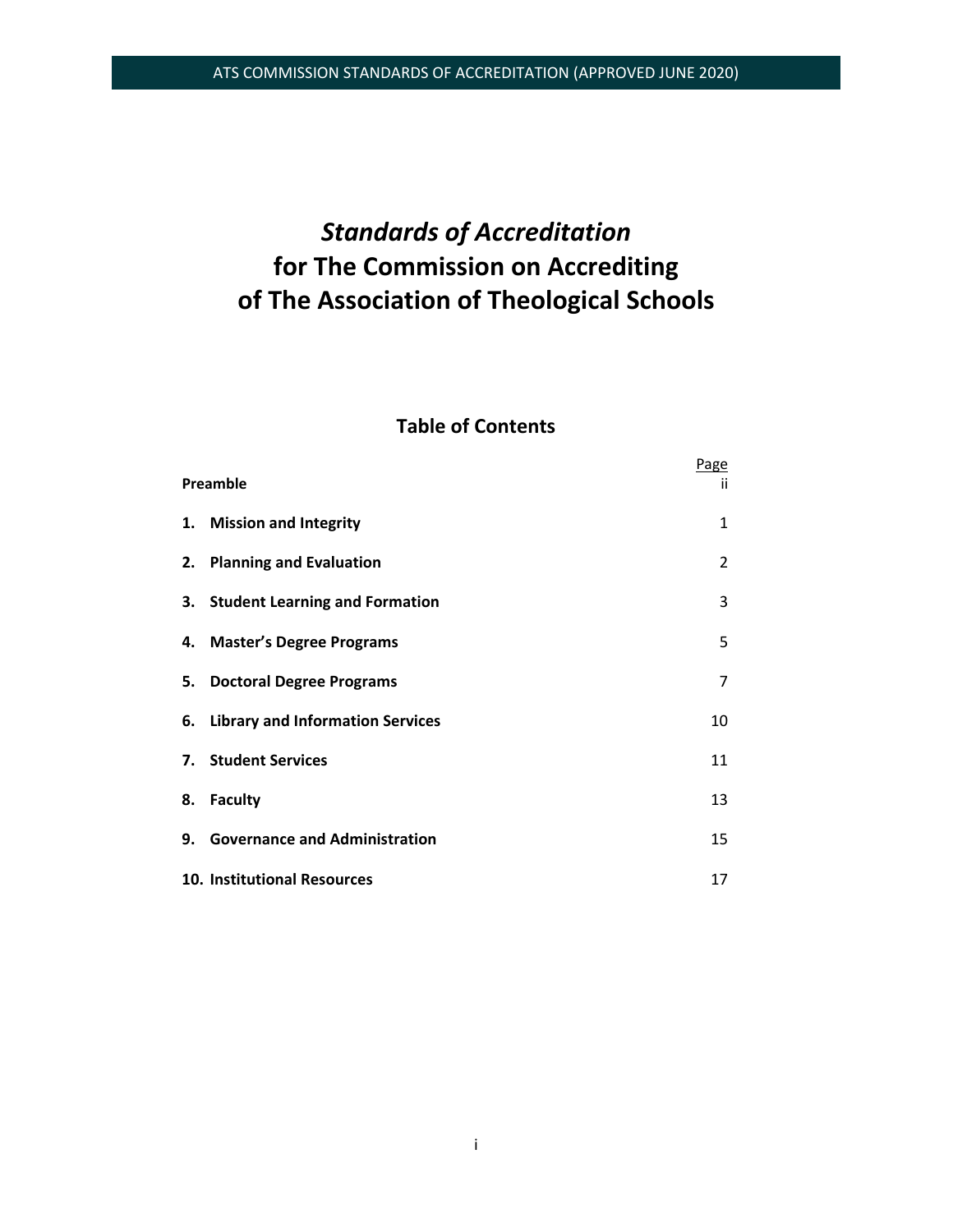# *Standards of Accreditation* for The Commission on Accrediting of The Association of Theological Schools

## Table of Contents

| | Page |
|---|---|
| **Preamble** | ii |
| **1. Mission and Integrity** | 1 |
| **2. Planning and Evaluation** | 2 |
| **3. Student Learning and Formation** | 3 |
| **4. Master's Degree Programs** | 5 |
| **5. Doctoral Degree Programs** | 7 |
| **6. Library and Information Services** | 10 |
| **7. Student Services** | 11 |
| **8. Faculty** | 13 |
| **9. Governance and Administration** | 15 |
| **10. Institutional Resources** | 17 |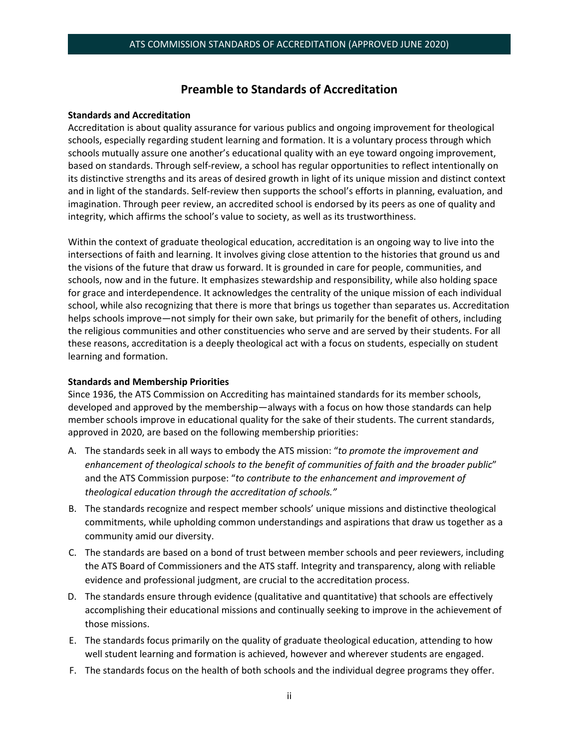# Preamble to Standards of Accreditation

**Standards and Accreditation**

Accreditation is about quality assurance for various publics and ongoing improvement for theological schools, especially regarding student learning and formation. It is a voluntary process through which schools mutually assure one another's educational quality with an eye toward ongoing improvement, based on standards. Through self-review, a school has regular opportunities to reflect intentionally on its distinctive strengths and its areas of desired growth in light of its unique mission and distinct context and in light of the standards. Self-review then supports the school's efforts in planning, evaluation, and imagination. Through peer review, an accredited school is endorsed by its peers as one of quality and integrity, which affirms the school's value to society, as well as its trustworthiness.

Within the context of graduate theological education, accreditation is an ongoing way to live into the intersections of faith and learning. It involves giving close attention to the histories that ground us and the visions of the future that draw us forward. It is grounded in care for people, communities, and schools, now and in the future. It emphasizes stewardship and responsibility, while also holding space for grace and interdependence. It acknowledges the centrality of the unique mission of each individual school, while also recognizing that there is more that brings us together than separates us. Accreditation helps schools improve—not simply for their own sake, but primarily for the benefit of others, including the religious communities and other constituencies who serve and are served by their students. For all these reasons, accreditation is a deeply theological act with a focus on students, especially on student learning and formation.

**Standards and Membership Priorities**

Since 1936, the ATS Commission on Accrediting has maintained standards for its member schools, developed and approved by the membership—always with a focus on how those standards can help member schools improve in educational quality for the sake of their students. The current standards, approved in 2020, are based on the following membership priorities:

A. The standards seek in all ways to embody the ATS mission: "*to promote the improvement and enhancement of theological schools to the benefit of communities of faith and the broader public*" and the ATS Commission purpose: "*to contribute to the enhancement and improvement of theological education through the accreditation of schools."*

B. The standards recognize and respect member schools' unique missions and distinctive theological commitments, while upholding common understandings and aspirations that draw us together as a community amid our diversity.

C. The standards are based on a bond of trust between member schools and peer reviewers, including the ATS Board of Commissioners and the ATS staff. Integrity and transparency, along with reliable evidence and professional judgment, are crucial to the accreditation process.

D. The standards ensure through evidence (qualitative and quantitative) that schools are effectively accomplishing their educational missions and continually seeking to improve in the achievement of those missions.

E. The standards focus primarily on the quality of graduate theological education, attending to how well student learning and formation is achieved, however and wherever students are engaged.

F. The standards focus on the health of both schools and the individual degree programs they offer.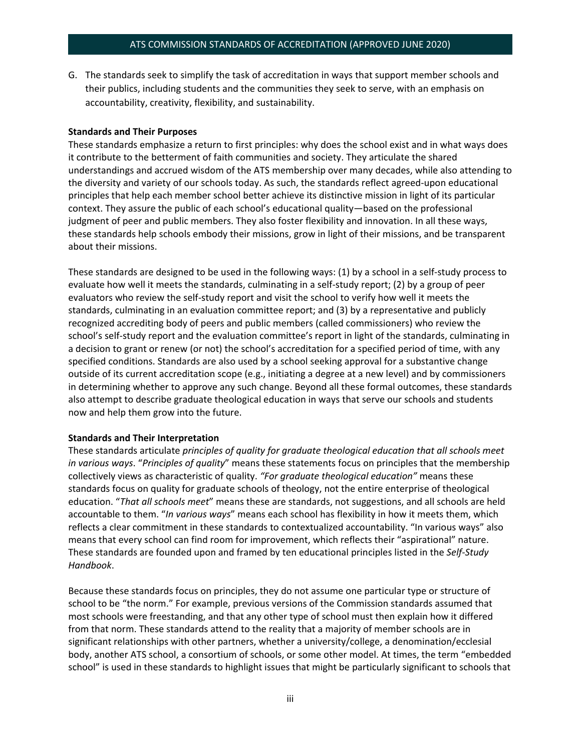G. The standards seek to simplify the task of accreditation in ways that support member schools and their publics, including students and the communities they seek to serve, with an emphasis on accountability, creativity, flexibility, and sustainability.

**Standards and Their Purposes**

These standards emphasize a return to first principles: why does the school exist and in what ways does it contribute to the betterment of faith communities and society. They articulate the shared understandings and accrued wisdom of the ATS membership over many decades, while also attending to the diversity and variety of our schools today. As such, the standards reflect agreed-upon educational principles that help each member school better achieve its distinctive mission in light of its particular context. They assure the public of each school's educational quality—based on the professional judgment of peer and public members. They also foster flexibility and innovation. In all these ways, these standards help schools embody their missions, grow in light of their missions, and be transparent about their missions.

These standards are designed to be used in the following ways: (1) by a school in a self-study process to evaluate how well it meets the standards, culminating in a self-study report; (2) by a group of peer evaluators who review the self-study report and visit the school to verify how well it meets the standards, culminating in an evaluation committee report; and (3) by a representative and publicly recognized accrediting body of peers and public members (called commissioners) who review the school's self-study report and the evaluation committee's report in light of the standards, culminating in a decision to grant or renew (or not) the school's accreditation for a specified period of time, with any specified conditions. Standards are also used by a school seeking approval for a substantive change outside of its current accreditation scope (e.g., initiating a degree at a new level) and by commissioners in determining whether to approve any such change. Beyond all these formal outcomes, these standards also attempt to describe graduate theological education in ways that serve our schools and students now and help them grow into the future.

**Standards and Their Interpretation**

These standards articulate *principles of quality for graduate theological education that all schools meet in various ways*. "*Principles of quality*" means these statements focus on principles that the membership collectively views as characteristic of quality. *"For graduate theological education"* means these standards focus on quality for graduate schools of theology, not the entire enterprise of theological education. "*That all schools meet*" means these are standards, not suggestions, and all schools are held accountable to them. "*In various ways*" means each school has flexibility in how it meets them, which reflects a clear commitment in these standards to contextualized accountability. "In various ways" also means that every school can find room for improvement, which reflects their "aspirational" nature. These standards are founded upon and framed by ten educational principles listed in the *Self-Study Handbook*.

Because these standards focus on principles, they do not assume one particular type or structure of school to be "the norm." For example, previous versions of the Commission standards assumed that most schools were freestanding, and that any other type of school must then explain how it differed from that norm. These standards attend to the reality that a majority of member schools are in significant relationships with other partners, whether a university/college, a denomination/ecclesial body, another ATS school, a consortium of schools, or some other model. At times, the term "embedded school" is used in these standards to highlight issues that might be particularly significant to schools that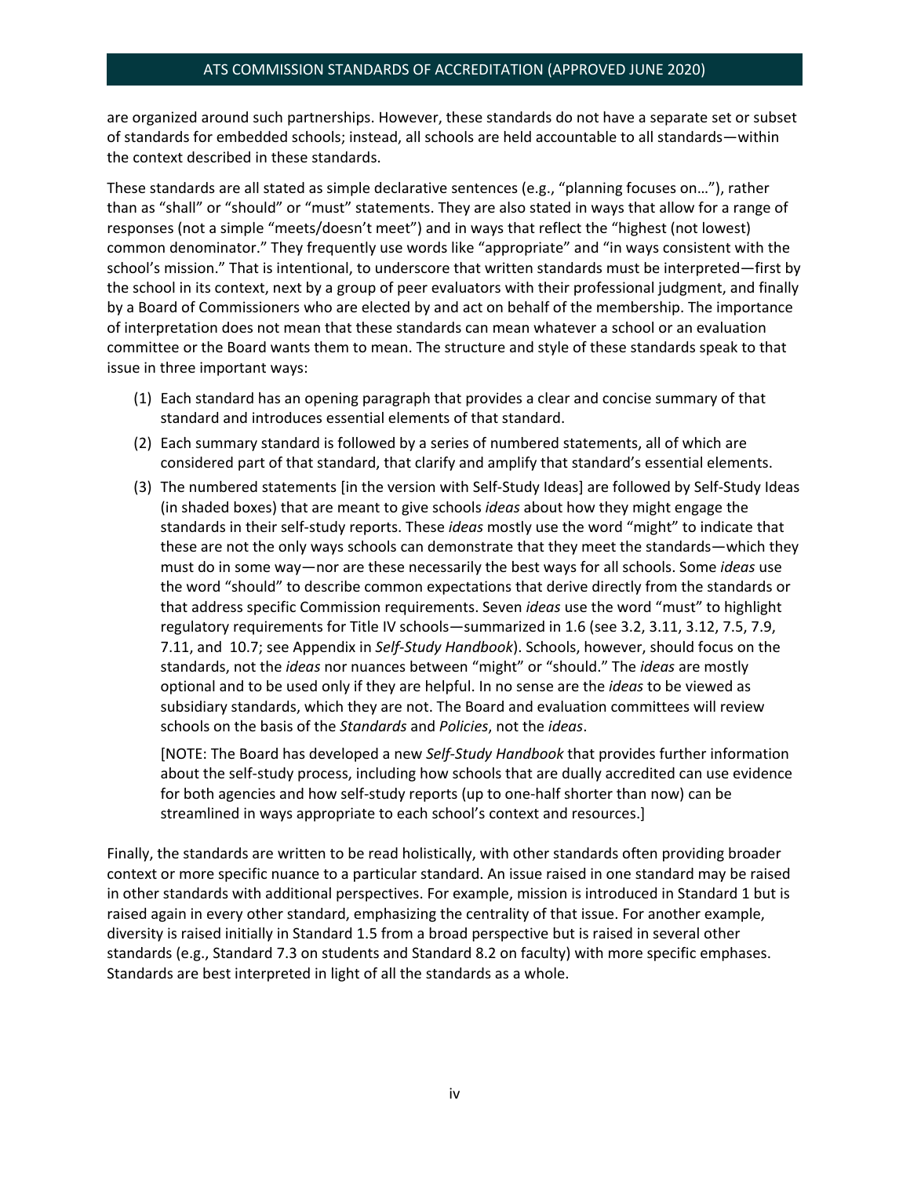are organized around such partnerships. However, these standards do not have a separate set or subset of standards for embedded schools; instead, all schools are held accountable to all standards—within the context described in these standards.

These standards are all stated as simple declarative sentences (e.g., "planning focuses on…"), rather than as "shall" or "should" or "must" statements. They are also stated in ways that allow for a range of responses (not a simple "meets/doesn't meet") and in ways that reflect the "highest (not lowest) common denominator." They frequently use words like "appropriate" and "in ways consistent with the school's mission." That is intentional, to underscore that written standards must be interpreted—first by the school in its context, next by a group of peer evaluators with their professional judgment, and finally by a Board of Commissioners who are elected by and act on behalf of the membership. The importance of interpretation does not mean that these standards can mean whatever a school or an evaluation committee or the Board wants them to mean. The structure and style of these standards speak to that issue in three important ways:

(1) Each standard has an opening paragraph that provides a clear and concise summary of that standard and introduces essential elements of that standard.

(2) Each summary standard is followed by a series of numbered statements, all of which are considered part of that standard, that clarify and amplify that standard's essential elements.

(3) The numbered statements [in the version with Self-Study Ideas] are followed by Self-Study Ideas (in shaded boxes) that are meant to give schools *ideas* about how they might engage the standards in their self-study reports. These *ideas* mostly use the word "might" to indicate that these are not the only ways schools can demonstrate that they meet the standards—which they must do in some way—nor are these necessarily the best ways for all schools. Some *ideas* use the word "should" to describe common expectations that derive directly from the standards or that address specific Commission requirements. Seven *ideas* use the word "must" to highlight regulatory requirements for Title IV schools—summarized in 1.6 (see 3.2, 3.11, 3.12, 7.5, 7.9, 7.11, and 10.7; see Appendix in *Self-Study Handbook*). Schools, however, should focus on the standards, not the *ideas* nor nuances between "might" or "should." The *ideas* are mostly optional and to be used only if they are helpful. In no sense are the *ideas* to be viewed as subsidiary standards, which they are not. The Board and evaluation committees will review schools on the basis of the *Standards* and *Policies*, not the *ideas*.

   [NOTE: The Board has developed a new *Self-Study Handbook* that provides further information about the self-study process, including how schools that are dually accredited can use evidence for both agencies and how self-study reports (up to one-half shorter than now) can be streamlined in ways appropriate to each school's context and resources.]

Finally, the standards are written to be read holistically, with other standards often providing broader context or more specific nuance to a particular standard. An issue raised in one standard may be raised in other standards with additional perspectives. For example, mission is introduced in Standard 1 but is raised again in every other standard, emphasizing the centrality of that issue. For another example, diversity is raised initially in Standard 1.5 from a broad perspective but is raised in several other standards (e.g., Standard 7.3 on students and Standard 8.2 on faculty) with more specific emphases. Standards are best interpreted in light of all the standards as a whole.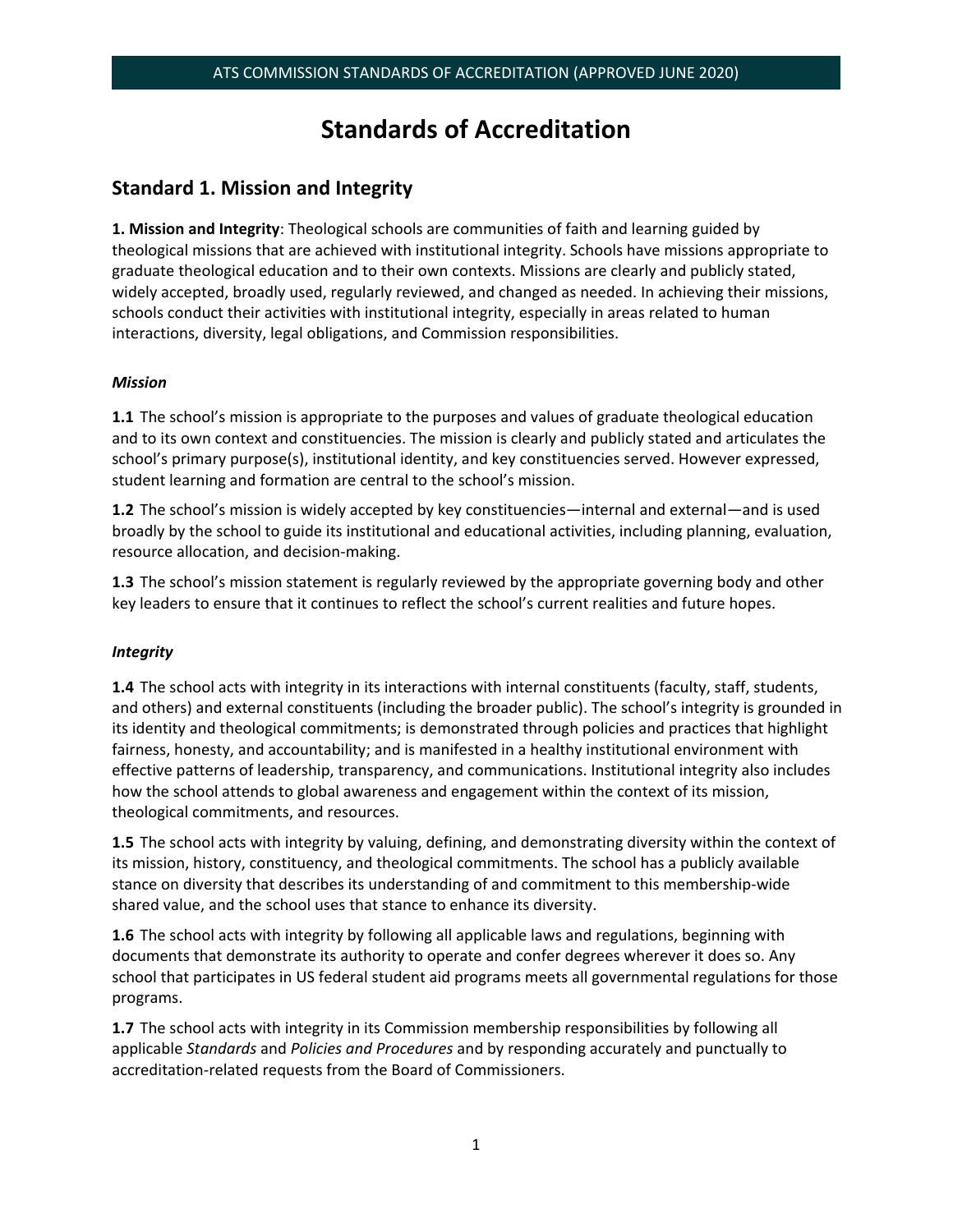# Standards of Accreditation

## Standard 1. Mission and Integrity

**1. Mission and Integrity**: Theological schools are communities of faith and learning guided by theological missions that are achieved with institutional integrity. Schools have missions appropriate to graduate theological education and to their own contexts. Missions are clearly and publicly stated, widely accepted, broadly used, regularly reviewed, and changed as needed. In achieving their missions, schools conduct their activities with institutional integrity, especially in areas related to human interactions, diversity, legal obligations, and Commission responsibilities.

### *Mission*

**1.1** The school's mission is appropriate to the purposes and values of graduate theological education and to its own context and constituencies. The mission is clearly and publicly stated and articulates the school's primary purpose(s), institutional identity, and key constituencies served. However expressed, student learning and formation are central to the school's mission.

**1.2** The school's mission is widely accepted by key constituencies—internal and external—and is used broadly by the school to guide its institutional and educational activities, including planning, evaluation, resource allocation, and decision-making.

**1.3** The school's mission statement is regularly reviewed by the appropriate governing body and other key leaders to ensure that it continues to reflect the school's current realities and future hopes.

### *Integrity*

**1.4** The school acts with integrity in its interactions with internal constituents (faculty, staff, students, and others) and external constituents (including the broader public). The school's integrity is grounded in its identity and theological commitments; is demonstrated through policies and practices that highlight fairness, honesty, and accountability; and is manifested in a healthy institutional environment with effective patterns of leadership, transparency, and communications. Institutional integrity also includes how the school attends to global awareness and engagement within the context of its mission, theological commitments, and resources.

**1.5** The school acts with integrity by valuing, defining, and demonstrating diversity within the context of its mission, history, constituency, and theological commitments. The school has a publicly available stance on diversity that describes its understanding of and commitment to this membership-wide shared value, and the school uses that stance to enhance its diversity.

**1.6** The school acts with integrity by following all applicable laws and regulations, beginning with documents that demonstrate its authority to operate and confer degrees wherever it does so. Any school that participates in US federal student aid programs meets all governmental regulations for those programs.

**1.7** The school acts with integrity in its Commission membership responsibilities by following all applicable *Standards* and *Policies and Procedures* and by responding accurately and punctually to accreditation-related requests from the Board of Commissioners.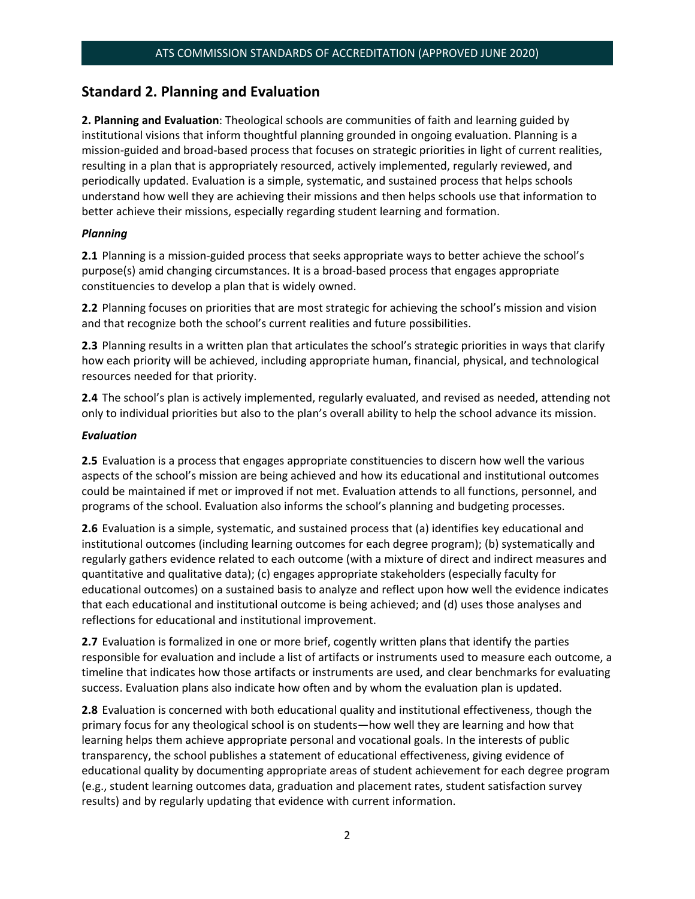## Standard 2. Planning and Evaluation

**2. Planning and Evaluation**: Theological schools are communities of faith and learning guided by institutional visions that inform thoughtful planning grounded in ongoing evaluation. Planning is a mission-guided and broad-based process that focuses on strategic priorities in light of current realities, resulting in a plan that is appropriately resourced, actively implemented, regularly reviewed, and periodically updated. Evaluation is a simple, systematic, and sustained process that helps schools understand how well they are achieving their missions and then helps schools use that information to better achieve their missions, especially regarding student learning and formation.

***Planning***

**2.1** Planning is a mission-guided process that seeks appropriate ways to better achieve the school's purpose(s) amid changing circumstances. It is a broad-based process that engages appropriate constituencies to develop a plan that is widely owned.

**2.2** Planning focuses on priorities that are most strategic for achieving the school's mission and vision and that recognize both the school's current realities and future possibilities.

**2.3** Planning results in a written plan that articulates the school's strategic priorities in ways that clarify how each priority will be achieved, including appropriate human, financial, physical, and technological resources needed for that priority.

**2.4** The school's plan is actively implemented, regularly evaluated, and revised as needed, attending not only to individual priorities but also to the plan's overall ability to help the school advance its mission.

***Evaluation***

**2.5** Evaluation is a process that engages appropriate constituencies to discern how well the various aspects of the school's mission are being achieved and how its educational and institutional outcomes could be maintained if met or improved if not met. Evaluation attends to all functions, personnel, and programs of the school. Evaluation also informs the school's planning and budgeting processes.

**2.6** Evaluation is a simple, systematic, and sustained process that (a) identifies key educational and institutional outcomes (including learning outcomes for each degree program); (b) systematically and regularly gathers evidence related to each outcome (with a mixture of direct and indirect measures and quantitative and qualitative data); (c) engages appropriate stakeholders (especially faculty for educational outcomes) on a sustained basis to analyze and reflect upon how well the evidence indicates that each educational and institutional outcome is being achieved; and (d) uses those analyses and reflections for educational and institutional improvement.

**2.7** Evaluation is formalized in one or more brief, cogently written plans that identify the parties responsible for evaluation and include a list of artifacts or instruments used to measure each outcome, a timeline that indicates how those artifacts or instruments are used, and clear benchmarks for evaluating success. Evaluation plans also indicate how often and by whom the evaluation plan is updated.

**2.8** Evaluation is concerned with both educational quality and institutional effectiveness, though the primary focus for any theological school is on students—how well they are learning and how that learning helps them achieve appropriate personal and vocational goals. In the interests of public transparency, the school publishes a statement of educational effectiveness, giving evidence of educational quality by documenting appropriate areas of student achievement for each degree program (e.g., student learning outcomes data, graduation and placement rates, student satisfaction survey results) and by regularly updating that evidence with current information.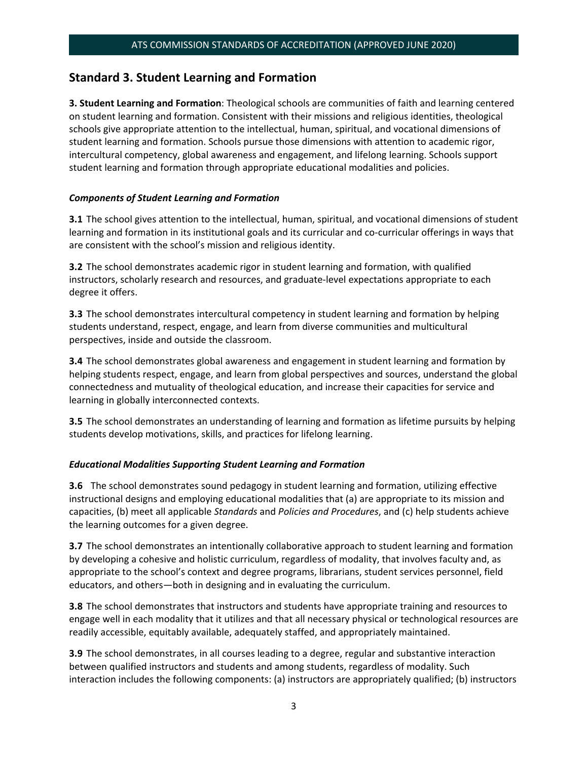## Standard 3. Student Learning and Formation

**3. Student Learning and Formation**: Theological schools are communities of faith and learning centered on student learning and formation. Consistent with their missions and religious identities, theological schools give appropriate attention to the intellectual, human, spiritual, and vocational dimensions of student learning and formation. Schools pursue those dimensions with attention to academic rigor, intercultural competency, global awareness and engagement, and lifelong learning. Schools support student learning and formation through appropriate educational modalities and policies.

### *Components of Student Learning and Formation*

**3.1** The school gives attention to the intellectual, human, spiritual, and vocational dimensions of student learning and formation in its institutional goals and its curricular and co-curricular offerings in ways that are consistent with the school's mission and religious identity.

**3.2** The school demonstrates academic rigor in student learning and formation, with qualified instructors, scholarly research and resources, and graduate-level expectations appropriate to each degree it offers.

**3.3** The school demonstrates intercultural competency in student learning and formation by helping students understand, respect, engage, and learn from diverse communities and multicultural perspectives, inside and outside the classroom.

**3.4** The school demonstrates global awareness and engagement in student learning and formation by helping students respect, engage, and learn from global perspectives and sources, understand the global connectedness and mutuality of theological education, and increase their capacities for service and learning in globally interconnected contexts.

**3.5** The school demonstrates an understanding of learning and formation as lifetime pursuits by helping students develop motivations, skills, and practices for lifelong learning.

### *Educational Modalities Supporting Student Learning and Formation*

**3.6** The school demonstrates sound pedagogy in student learning and formation, utilizing effective instructional designs and employing educational modalities that (a) are appropriate to its mission and capacities, (b) meet all applicable *Standards* and *Policies and Procedures*, and (c) help students achieve the learning outcomes for a given degree.

**3.7** The school demonstrates an intentionally collaborative approach to student learning and formation by developing a cohesive and holistic curriculum, regardless of modality, that involves faculty and, as appropriate to the school's context and degree programs, librarians, student services personnel, field educators, and others—both in designing and in evaluating the curriculum.

**3.8** The school demonstrates that instructors and students have appropriate training and resources to engage well in each modality that it utilizes and that all necessary physical or technological resources are readily accessible, equitably available, adequately staffed, and appropriately maintained.

**3.9** The school demonstrates, in all courses leading to a degree, regular and substantive interaction between qualified instructors and students and among students, regardless of modality. Such interaction includes the following components: (a) instructors are appropriately qualified; (b) instructors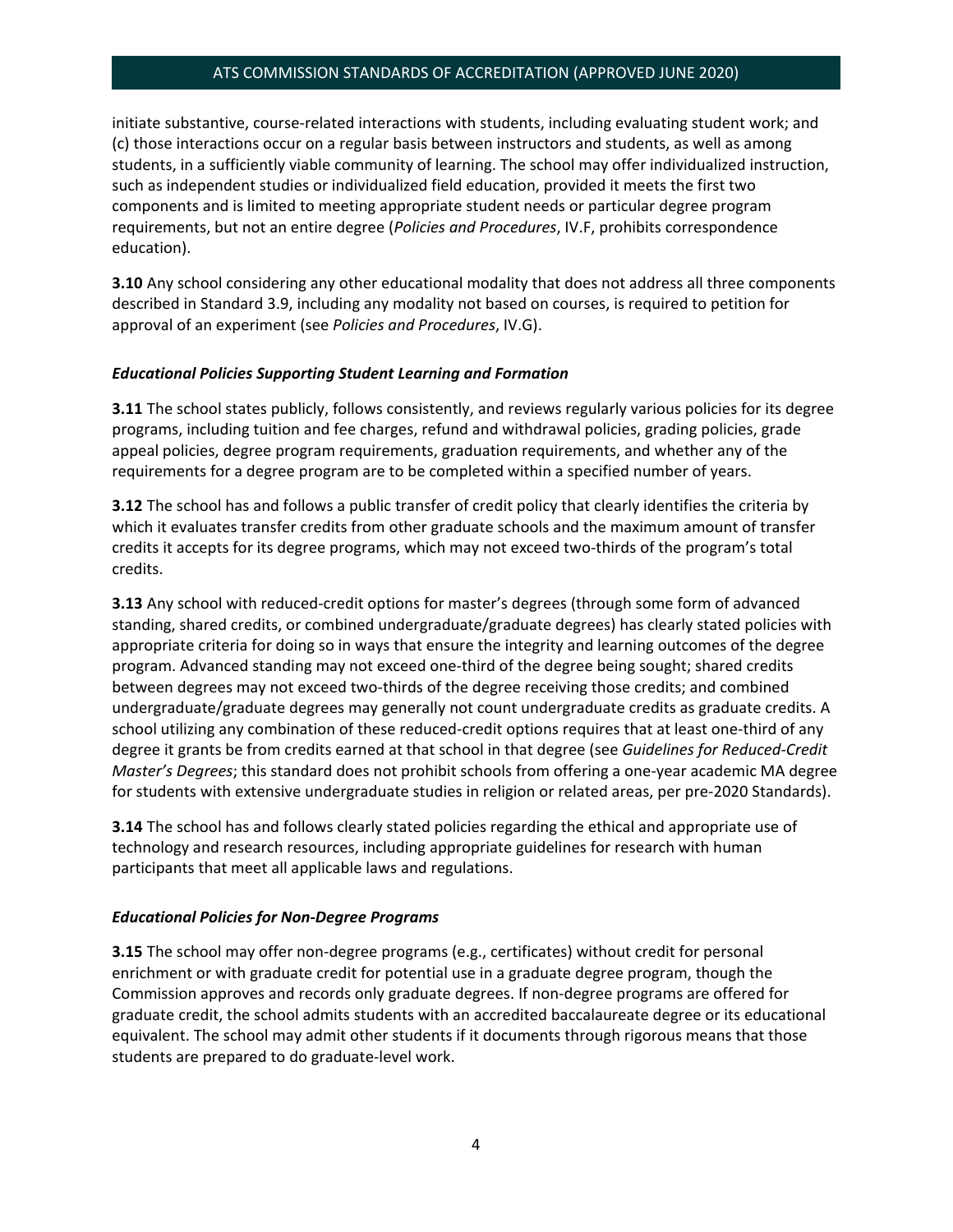initiate substantive, course-related interactions with students, including evaluating student work; and (c) those interactions occur on a regular basis between instructors and students, as well as among students, in a sufficiently viable community of learning. The school may offer individualized instruction, such as independent studies or individualized field education, provided it meets the first two components and is limited to meeting appropriate student needs or particular degree program requirements, but not an entire degree (*Policies and Procedures*, IV.F, prohibits correspondence education).

**3.10** Any school considering any other educational modality that does not address all three components described in Standard 3.9, including any modality not based on courses, is required to petition for approval of an experiment (see *Policies and Procedures*, IV.G).

### *Educational Policies Supporting Student Learning and Formation*

**3.11** The school states publicly, follows consistently, and reviews regularly various policies for its degree programs, including tuition and fee charges, refund and withdrawal policies, grading policies, grade appeal policies, degree program requirements, graduation requirements, and whether any of the requirements for a degree program are to be completed within a specified number of years.

**3.12** The school has and follows a public transfer of credit policy that clearly identifies the criteria by which it evaluates transfer credits from other graduate schools and the maximum amount of transfer credits it accepts for its degree programs, which may not exceed two-thirds of the program's total credits.

**3.13** Any school with reduced-credit options for master's degrees (through some form of advanced standing, shared credits, or combined undergraduate/graduate degrees) has clearly stated policies with appropriate criteria for doing so in ways that ensure the integrity and learning outcomes of the degree program. Advanced standing may not exceed one-third of the degree being sought; shared credits between degrees may not exceed two-thirds of the degree receiving those credits; and combined undergraduate/graduate degrees may generally not count undergraduate credits as graduate credits. A school utilizing any combination of these reduced-credit options requires that at least one-third of any degree it grants be from credits earned at that school in that degree (see *Guidelines for Reduced-Credit Master's Degrees*; this standard does not prohibit schools from offering a one-year academic MA degree for students with extensive undergraduate studies in religion or related areas, per pre-2020 Standards).

**3.14** The school has and follows clearly stated policies regarding the ethical and appropriate use of technology and research resources, including appropriate guidelines for research with human participants that meet all applicable laws and regulations.

### *Educational Policies for Non-Degree Programs*

**3.15** The school may offer non-degree programs (e.g., certificates) without credit for personal enrichment or with graduate credit for potential use in a graduate degree program, though the Commission approves and records only graduate degrees. If non-degree programs are offered for graduate credit, the school admits students with an accredited baccalaureate degree or its educational equivalent. The school may admit other students if it documents through rigorous means that those students are prepared to do graduate-level work.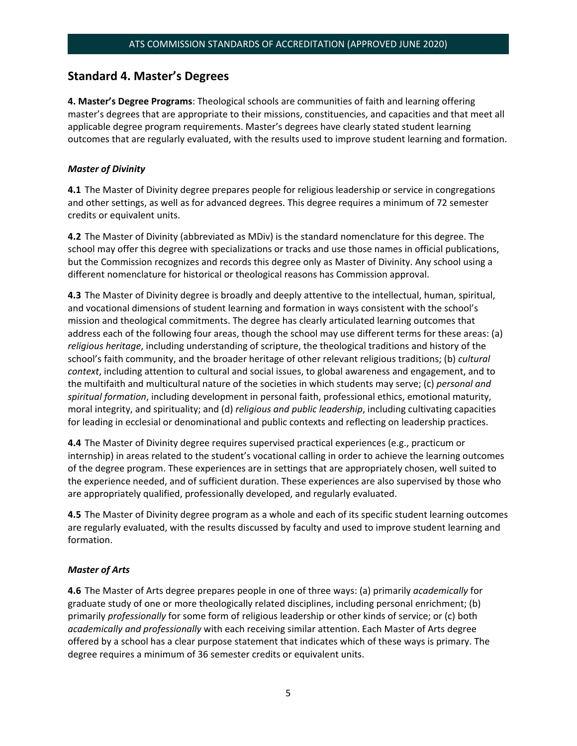## Standard 4. Master's Degrees

**4. Master's Degree Programs**: Theological schools are communities of faith and learning offering master's degrees that are appropriate to their missions, constituencies, and capacities and that meet all applicable degree program requirements. Master's degrees have clearly stated student learning outcomes that are regularly evaluated, with the results used to improve student learning and formation.

### *Master of Divinity*

**4.1** The Master of Divinity degree prepares people for religious leadership or service in congregations and other settings, as well as for advanced degrees. This degree requires a minimum of 72 semester credits or equivalent units.

**4.2** The Master of Divinity (abbreviated as MDiv) is the standard nomenclature for this degree. The school may offer this degree with specializations or tracks and use those names in official publications, but the Commission recognizes and records this degree only as Master of Divinity. Any school using a different nomenclature for historical or theological reasons has Commission approval.

**4.3** The Master of Divinity degree is broadly and deeply attentive to the intellectual, human, spiritual, and vocational dimensions of student learning and formation in ways consistent with the school's mission and theological commitments. The degree has clearly articulated learning outcomes that address each of the following four areas, though the school may use different terms for these areas: (a) *religious heritage*, including understanding of scripture, the theological traditions and history of the school's faith community, and the broader heritage of other relevant religious traditions; (b) *cultural context*, including attention to cultural and social issues, to global awareness and engagement, and to the multifaith and multicultural nature of the societies in which students may serve; (c) *personal and spiritual formation*, including development in personal faith, professional ethics, emotional maturity, moral integrity, and spirituality; and (d) *religious and public leadership*, including cultivating capacities for leading in ecclesial or denominational and public contexts and reflecting on leadership practices.

**4.4** The Master of Divinity degree requires supervised practical experiences (e.g., practicum or internship) in areas related to the student's vocational calling in order to achieve the learning outcomes of the degree program. These experiences are in settings that are appropriately chosen, well suited to the experience needed, and of sufficient duration. These experiences are also supervised by those who are appropriately qualified, professionally developed, and regularly evaluated.

**4.5** The Master of Divinity degree program as a whole and each of its specific student learning outcomes are regularly evaluated, with the results discussed by faculty and used to improve student learning and formation.

### *Master of Arts*

**4.6** The Master of Arts degree prepares people in one of three ways: (a) primarily *academically* for graduate study of one or more theologically related disciplines, including personal enrichment; (b) primarily *professionally* for some form of religious leadership or other kinds of service; or (c) both *academically and professionally* with each receiving similar attention. Each Master of Arts degree offered by a school has a clear purpose statement that indicates which of these ways is primary. The degree requires a minimum of 36 semester credits or equivalent units.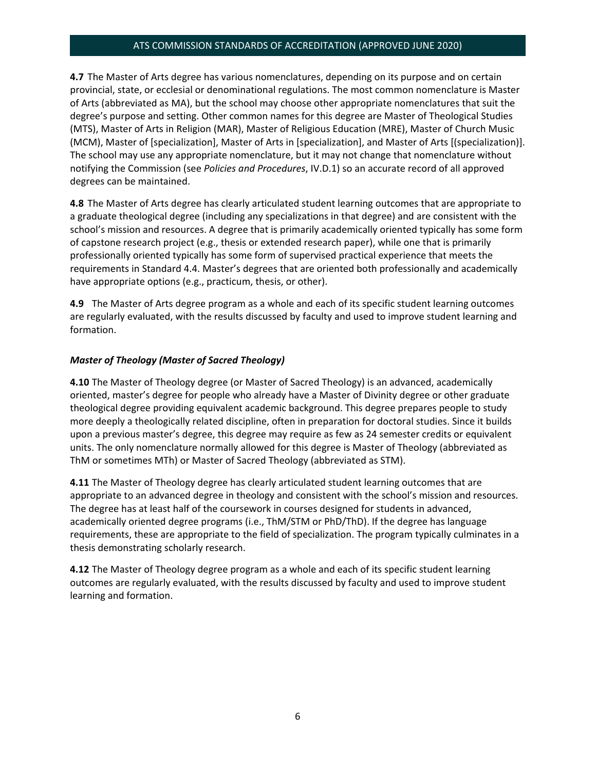**4.7** The Master of Arts degree has various nomenclatures, depending on its purpose and on certain provincial, state, or ecclesial or denominational regulations. The most common nomenclature is Master of Arts (abbreviated as MA), but the school may choose other appropriate nomenclatures that suit the degree's purpose and setting. Other common names for this degree are Master of Theological Studies (MTS), Master of Arts in Religion (MAR), Master of Religious Education (MRE), Master of Church Music (MCM), Master of [specialization], Master of Arts in [specialization], and Master of Arts [(specialization)]. The school may use any appropriate nomenclature, but it may not change that nomenclature without notifying the Commission (see *Policies and Procedures*, IV.D.1) so an accurate record of all approved degrees can be maintained.

**4.8** The Master of Arts degree has clearly articulated student learning outcomes that are appropriate to a graduate theological degree (including any specializations in that degree) and are consistent with the school's mission and resources. A degree that is primarily academically oriented typically has some form of capstone research project (e.g., thesis or extended research paper), while one that is primarily professionally oriented typically has some form of supervised practical experience that meets the requirements in Standard 4.4. Master's degrees that are oriented both professionally and academically have appropriate options (e.g., practicum, thesis, or other).

**4.9** The Master of Arts degree program as a whole and each of its specific student learning outcomes are regularly evaluated, with the results discussed by faculty and used to improve student learning and formation.

***Master of Theology (Master of Sacred Theology)***

**4.10** The Master of Theology degree (or Master of Sacred Theology) is an advanced, academically oriented, master's degree for people who already have a Master of Divinity degree or other graduate theological degree providing equivalent academic background. This degree prepares people to study more deeply a theologically related discipline, often in preparation for doctoral studies. Since it builds upon a previous master's degree, this degree may require as few as 24 semester credits or equivalent units. The only nomenclature normally allowed for this degree is Master of Theology (abbreviated as ThM or sometimes MTh) or Master of Sacred Theology (abbreviated as STM).

**4.11** The Master of Theology degree has clearly articulated student learning outcomes that are appropriate to an advanced degree in theology and consistent with the school's mission and resources. The degree has at least half of the coursework in courses designed for students in advanced, academically oriented degree programs (i.e., ThM/STM or PhD/ThD). If the degree has language requirements, these are appropriate to the field of specialization. The program typically culminates in a thesis demonstrating scholarly research.

**4.12** The Master of Theology degree program as a whole and each of its specific student learning outcomes are regularly evaluated, with the results discussed by faculty and used to improve student learning and formation.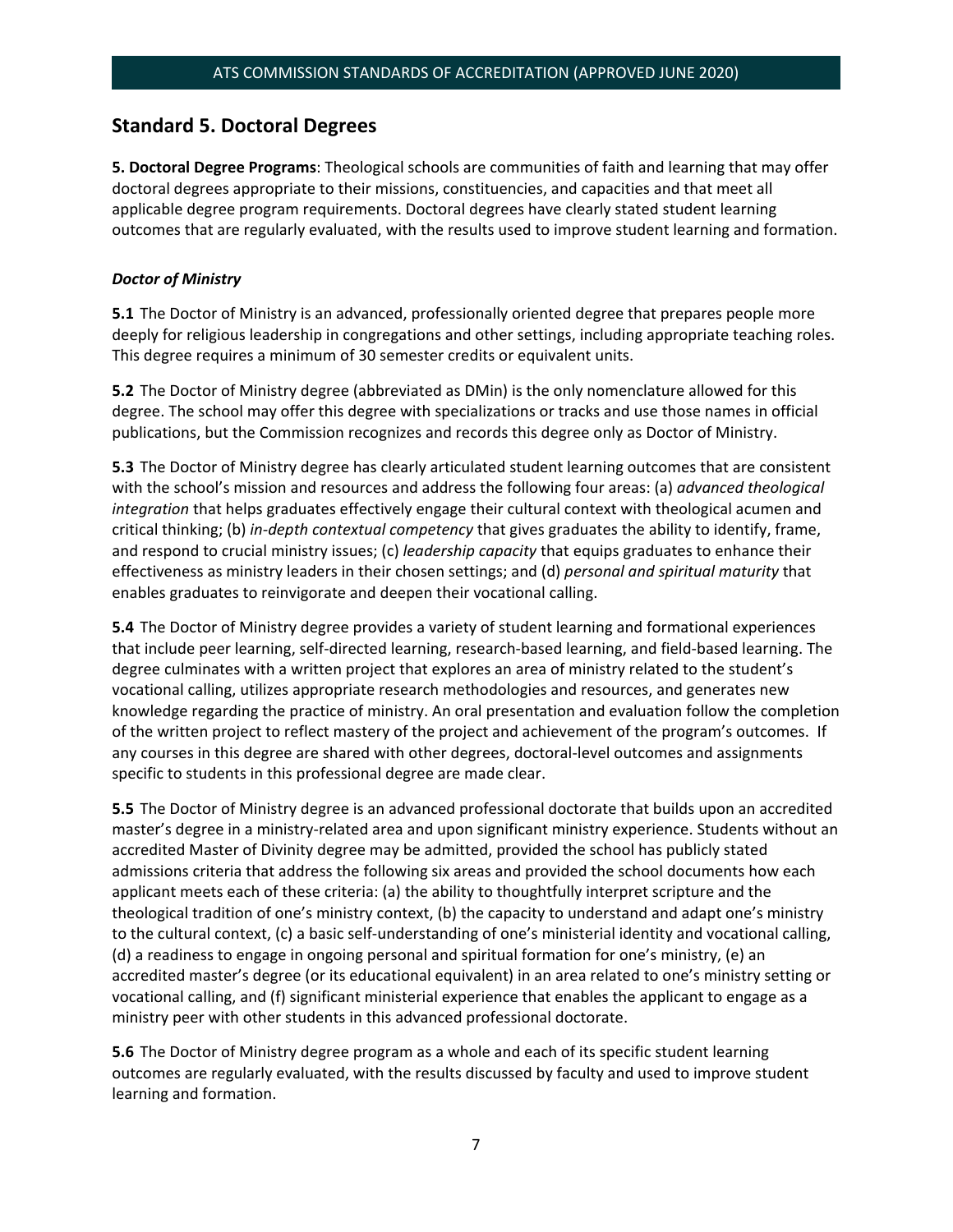## Standard 5. Doctoral Degrees

**5. Doctoral Degree Programs**: Theological schools are communities of faith and learning that may offer doctoral degrees appropriate to their missions, constituencies, and capacities and that meet all applicable degree program requirements. Doctoral degrees have clearly stated student learning outcomes that are regularly evaluated, with the results used to improve student learning and formation.

### *Doctor of Ministry*

**5.1** The Doctor of Ministry is an advanced, professionally oriented degree that prepares people more deeply for religious leadership in congregations and other settings, including appropriate teaching roles. This degree requires a minimum of 30 semester credits or equivalent units.

**5.2** The Doctor of Ministry degree (abbreviated as DMin) is the only nomenclature allowed for this degree. The school may offer this degree with specializations or tracks and use those names in official publications, but the Commission recognizes and records this degree only as Doctor of Ministry.

**5.3** The Doctor of Ministry degree has clearly articulated student learning outcomes that are consistent with the school's mission and resources and address the following four areas: (a) *advanced theological integration* that helps graduates effectively engage their cultural context with theological acumen and critical thinking; (b) *in-depth contextual competency* that gives graduates the ability to identify, frame, and respond to crucial ministry issues; (c) *leadership capacity* that equips graduates to enhance their effectiveness as ministry leaders in their chosen settings; and (d) *personal and spiritual maturity* that enables graduates to reinvigorate and deepen their vocational calling.

**5.4** The Doctor of Ministry degree provides a variety of student learning and formational experiences that include peer learning, self-directed learning, research-based learning, and field-based learning. The degree culminates with a written project that explores an area of ministry related to the student's vocational calling, utilizes appropriate research methodologies and resources, and generates new knowledge regarding the practice of ministry. An oral presentation and evaluation follow the completion of the written project to reflect mastery of the project and achievement of the program's outcomes. If any courses in this degree are shared with other degrees, doctoral-level outcomes and assignments specific to students in this professional degree are made clear.

**5.5** The Doctor of Ministry degree is an advanced professional doctorate that builds upon an accredited master's degree in a ministry-related area and upon significant ministry experience. Students without an accredited Master of Divinity degree may be admitted, provided the school has publicly stated admissions criteria that address the following six areas and provided the school documents how each applicant meets each of these criteria: (a) the ability to thoughtfully interpret scripture and the theological tradition of one's ministry context, (b) the capacity to understand and adapt one's ministry to the cultural context, (c) a basic self-understanding of one's ministerial identity and vocational calling, (d) a readiness to engage in ongoing personal and spiritual formation for one's ministry, (e) an accredited master's degree (or its educational equivalent) in an area related to one's ministry setting or vocational calling, and (f) significant ministerial experience that enables the applicant to engage as a ministry peer with other students in this advanced professional doctorate.

**5.6** The Doctor of Ministry degree program as a whole and each of its specific student learning outcomes are regularly evaluated, with the results discussed by faculty and used to improve student learning and formation.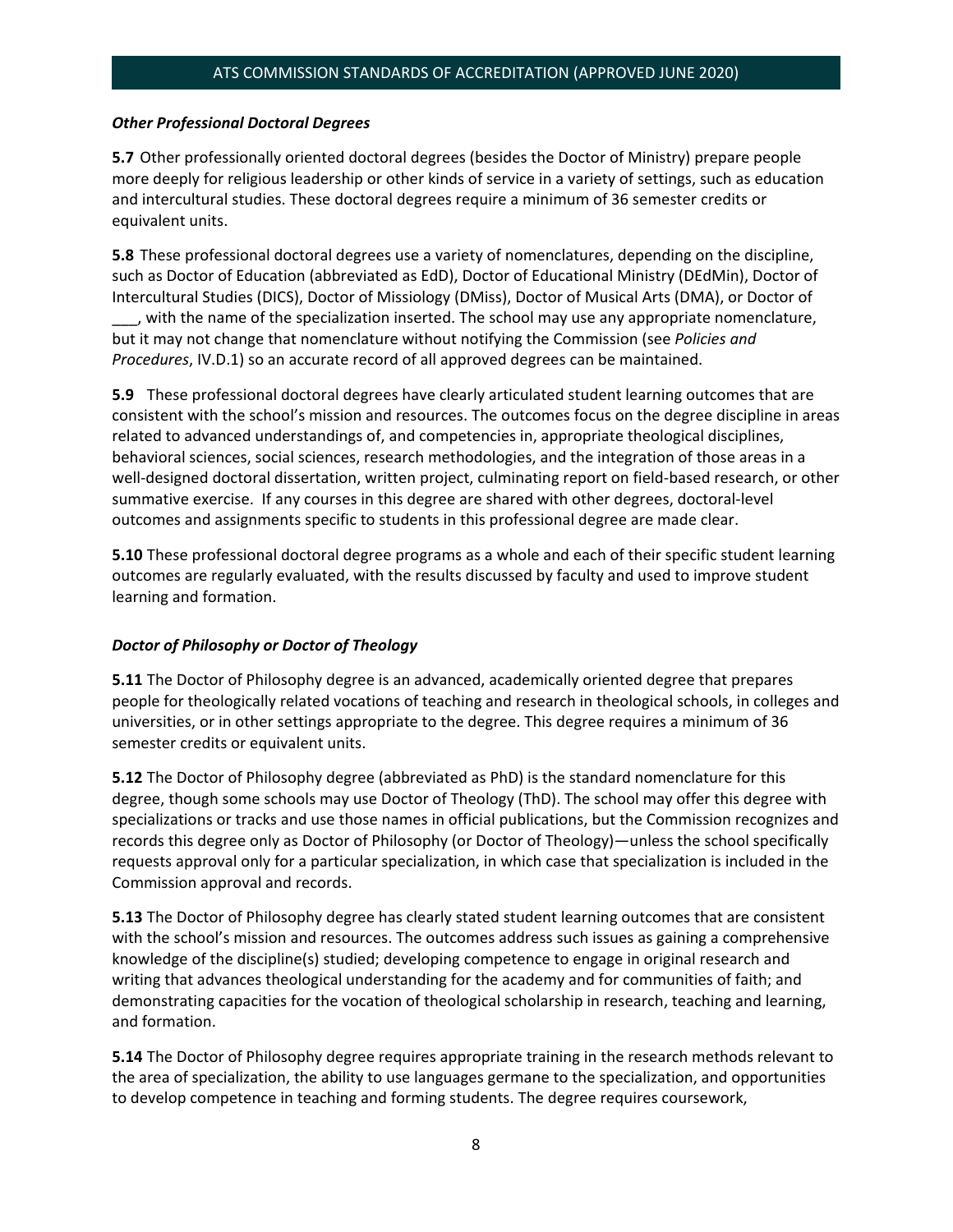***Other Professional Doctoral Degrees***

**5.7** Other professionally oriented doctoral degrees (besides the Doctor of Ministry) prepare people more deeply for religious leadership or other kinds of service in a variety of settings, such as education and intercultural studies. These doctoral degrees require a minimum of 36 semester credits or equivalent units.

**5.8** These professional doctoral degrees use a variety of nomenclatures, depending on the discipline, such as Doctor of Education (abbreviated as EdD), Doctor of Educational Ministry (DEdMin), Doctor of Intercultural Studies (DICS), Doctor of Missiology (DMiss), Doctor of Musical Arts (DMA), or Doctor of ___, with the name of the specialization inserted. The school may use any appropriate nomenclature, but it may not change that nomenclature without notifying the Commission (see *Policies and Procedures*, IV.D.1) so an accurate record of all approved degrees can be maintained.

**5.9** These professional doctoral degrees have clearly articulated student learning outcomes that are consistent with the school's mission and resources. The outcomes focus on the degree discipline in areas related to advanced understandings of, and competencies in, appropriate theological disciplines, behavioral sciences, social sciences, research methodologies, and the integration of those areas in a well-designed doctoral dissertation, written project, culminating report on field-based research, or other summative exercise. If any courses in this degree are shared with other degrees, doctoral-level outcomes and assignments specific to students in this professional degree are made clear.

**5.10** These professional doctoral degree programs as a whole and each of their specific student learning outcomes are regularly evaluated, with the results discussed by faculty and used to improve student learning and formation.

***Doctor of Philosophy or Doctor of Theology***

**5.11** The Doctor of Philosophy degree is an advanced, academically oriented degree that prepares people for theologically related vocations of teaching and research in theological schools, in colleges and universities, or in other settings appropriate to the degree. This degree requires a minimum of 36 semester credits or equivalent units.

**5.12** The Doctor of Philosophy degree (abbreviated as PhD) is the standard nomenclature for this degree, though some schools may use Doctor of Theology (ThD). The school may offer this degree with specializations or tracks and use those names in official publications, but the Commission recognizes and records this degree only as Doctor of Philosophy (or Doctor of Theology)—unless the school specifically requests approval only for a particular specialization, in which case that specialization is included in the Commission approval and records.

**5.13** The Doctor of Philosophy degree has clearly stated student learning outcomes that are consistent with the school's mission and resources. The outcomes address such issues as gaining a comprehensive knowledge of the discipline(s) studied; developing competence to engage in original research and writing that advances theological understanding for the academy and for communities of faith; and demonstrating capacities for the vocation of theological scholarship in research, teaching and learning, and formation.

**5.14** The Doctor of Philosophy degree requires appropriate training in the research methods relevant to the area of specialization, the ability to use languages germane to the specialization, and opportunities to develop competence in teaching and forming students. The degree requires coursework,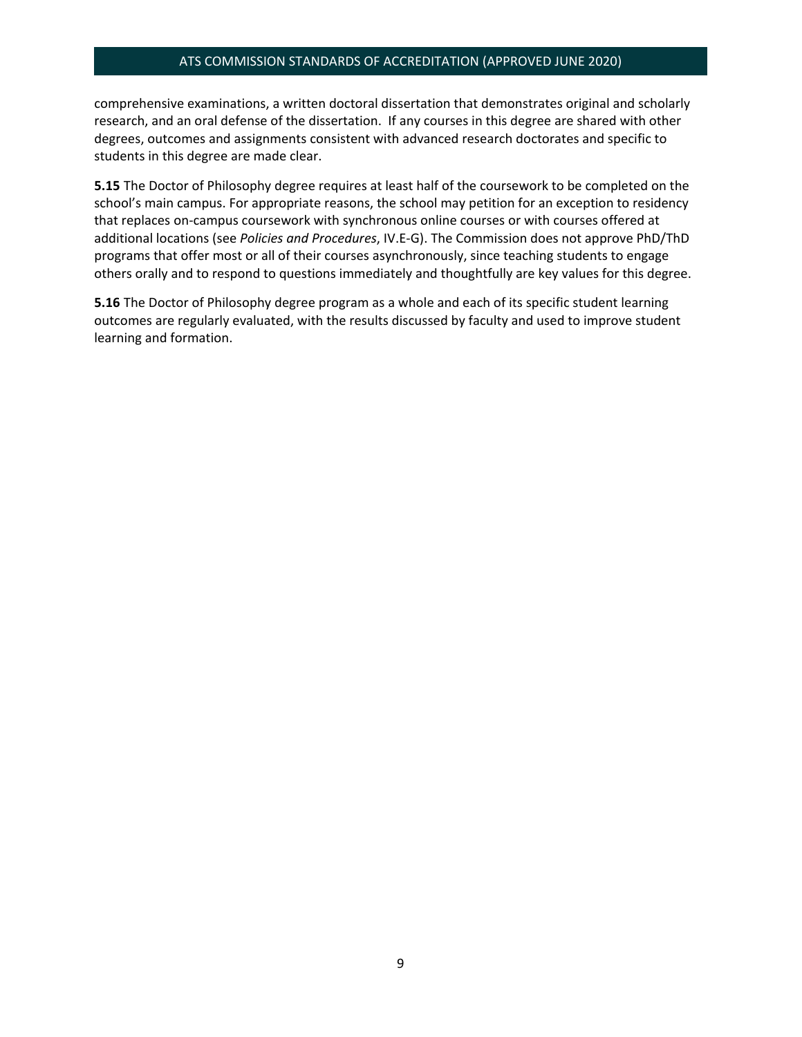comprehensive examinations, a written doctoral dissertation that demonstrates original and scholarly research, and an oral defense of the dissertation. If any courses in this degree are shared with other degrees, outcomes and assignments consistent with advanced research doctorates and specific to students in this degree are made clear.

**5.15** The Doctor of Philosophy degree requires at least half of the coursework to be completed on the school's main campus. For appropriate reasons, the school may petition for an exception to residency that replaces on-campus coursework with synchronous online courses or with courses offered at additional locations (see *Policies and Procedures*, IV.E-G). The Commission does not approve PhD/ThD programs that offer most or all of their courses asynchronously, since teaching students to engage others orally and to respond to questions immediately and thoughtfully are key values for this degree.

**5.16** The Doctor of Philosophy degree program as a whole and each of its specific student learning outcomes are regularly evaluated, with the results discussed by faculty and used to improve student learning and formation.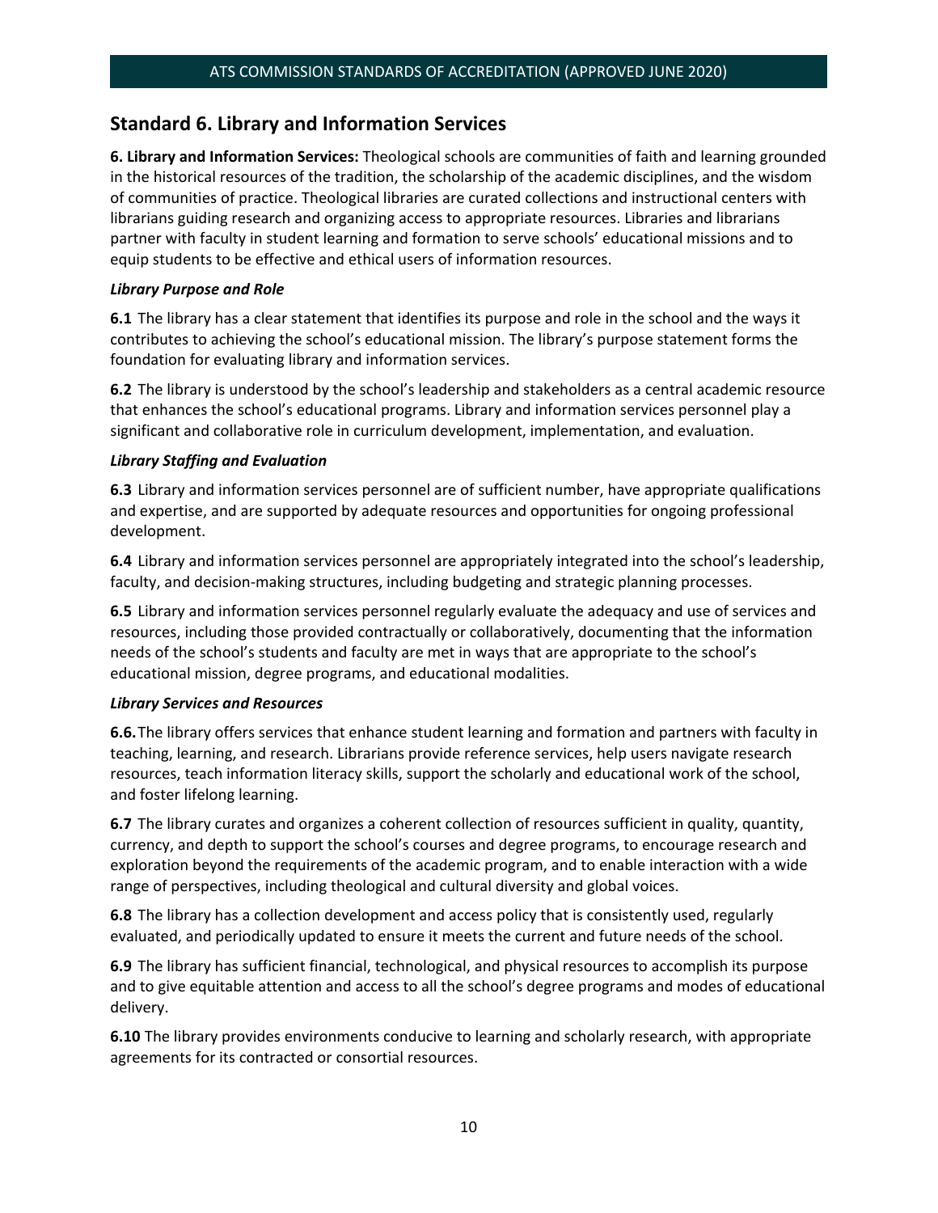## Standard 6. Library and Information Services

**6. Library and Information Services:** Theological schools are communities of faith and learning grounded in the historical resources of the tradition, the scholarship of the academic disciplines, and the wisdom of communities of practice. Theological libraries are curated collections and instructional centers with librarians guiding research and organizing access to appropriate resources. Libraries and librarians partner with faculty in student learning and formation to serve schools' educational missions and to equip students to be effective and ethical users of information resources.

***Library Purpose and Role***

**6.1** The library has a clear statement that identifies its purpose and role in the school and the ways it contributes to achieving the school's educational mission. The library's purpose statement forms the foundation for evaluating library and information services.

**6.2** The library is understood by the school's leadership and stakeholders as a central academic resource that enhances the school's educational programs. Library and information services personnel play a significant and collaborative role in curriculum development, implementation, and evaluation.

***Library Staffing and Evaluation***

**6.3** Library and information services personnel are of sufficient number, have appropriate qualifications and expertise, and are supported by adequate resources and opportunities for ongoing professional development.

**6.4** Library and information services personnel are appropriately integrated into the school's leadership, faculty, and decision-making structures, including budgeting and strategic planning processes.

**6.5** Library and information services personnel regularly evaluate the adequacy and use of services and resources, including those provided contractually or collaboratively, documenting that the information needs of the school's students and faculty are met in ways that are appropriate to the school's educational mission, degree programs, and educational modalities.

***Library Services and Resources***

**6.6.** The library offers services that enhance student learning and formation and partners with faculty in teaching, learning, and research. Librarians provide reference services, help users navigate research resources, teach information literacy skills, support the scholarly and educational work of the school, and foster lifelong learning.

**6.7** The library curates and organizes a coherent collection of resources sufficient in quality, quantity, currency, and depth to support the school's courses and degree programs, to encourage research and exploration beyond the requirements of the academic program, and to enable interaction with a wide range of perspectives, including theological and cultural diversity and global voices.

**6.8** The library has a collection development and access policy that is consistently used, regularly evaluated, and periodically updated to ensure it meets the current and future needs of the school.

**6.9** The library has sufficient financial, technological, and physical resources to accomplish its purpose and to give equitable attention and access to all the school's degree programs and modes of educational delivery.

**6.10** The library provides environments conducive to learning and scholarly research, with appropriate agreements for its contracted or consortial resources.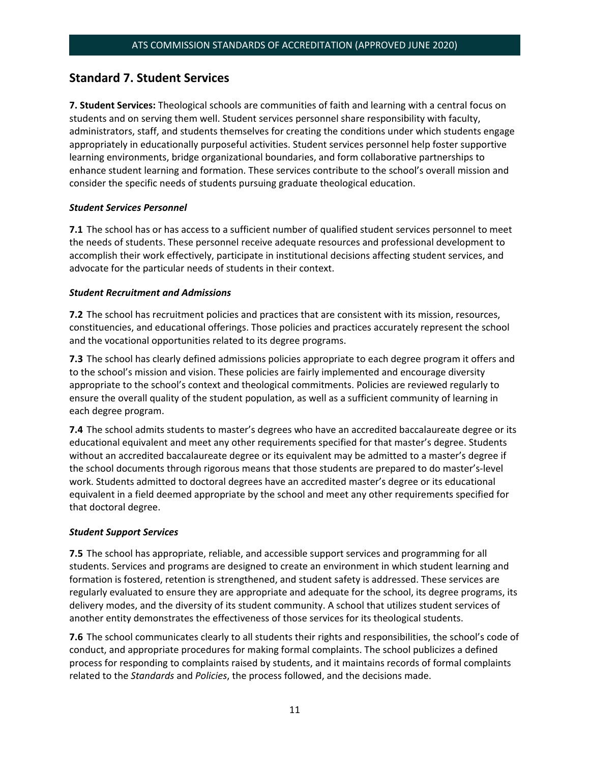## Standard 7. Student Services

**7. Student Services:** Theological schools are communities of faith and learning with a central focus on students and on serving them well. Student services personnel share responsibility with faculty, administrators, staff, and students themselves for creating the conditions under which students engage appropriately in educationally purposeful activities. Student services personnel help foster supportive learning environments, bridge organizational boundaries, and form collaborative partnerships to enhance student learning and formation. These services contribute to the school's overall mission and consider the specific needs of students pursuing graduate theological education.

***Student Services Personnel***

**7.1** The school has or has access to a sufficient number of qualified student services personnel to meet the needs of students. These personnel receive adequate resources and professional development to accomplish their work effectively, participate in institutional decisions affecting student services, and advocate for the particular needs of students in their context.

***Student Recruitment and Admissions***

**7.2** The school has recruitment policies and practices that are consistent with its mission, resources, constituencies, and educational offerings. Those policies and practices accurately represent the school and the vocational opportunities related to its degree programs.

**7.3** The school has clearly defined admissions policies appropriate to each degree program it offers and to the school's mission and vision. These policies are fairly implemented and encourage diversity appropriate to the school's context and theological commitments. Policies are reviewed regularly to ensure the overall quality of the student population, as well as a sufficient community of learning in each degree program.

**7.4** The school admits students to master's degrees who have an accredited baccalaureate degree or its educational equivalent and meet any other requirements specified for that master's degree. Students without an accredited baccalaureate degree or its equivalent may be admitted to a master's degree if the school documents through rigorous means that those students are prepared to do master's-level work. Students admitted to doctoral degrees have an accredited master's degree or its educational equivalent in a field deemed appropriate by the school and meet any other requirements specified for that doctoral degree.

***Student Support Services***

**7.5** The school has appropriate, reliable, and accessible support services and programming for all students. Services and programs are designed to create an environment in which student learning and formation is fostered, retention is strengthened, and student safety is addressed. These services are regularly evaluated to ensure they are appropriate and adequate for the school, its degree programs, its delivery modes, and the diversity of its student community. A school that utilizes student services of another entity demonstrates the effectiveness of those services for its theological students.

**7.6** The school communicates clearly to all students their rights and responsibilities, the school's code of conduct, and appropriate procedures for making formal complaints. The school publicizes a defined process for responding to complaints raised by students, and it maintains records of formal complaints related to the *Standards* and *Policies*, the process followed, and the decisions made.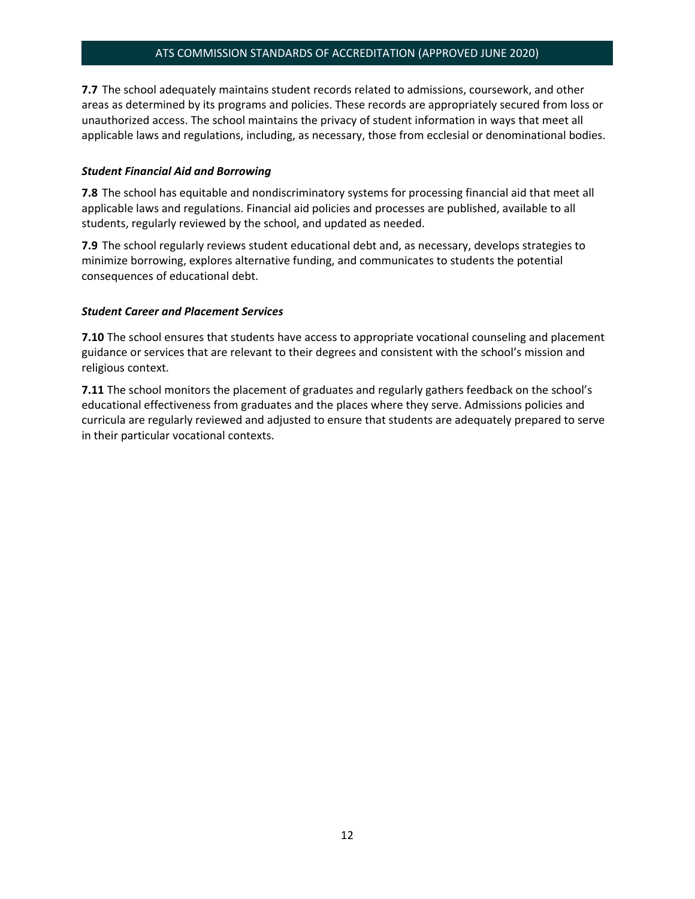**7.7** The school adequately maintains student records related to admissions, coursework, and other areas as determined by its programs and policies. These records are appropriately secured from loss or unauthorized access. The school maintains the privacy of student information in ways that meet all applicable laws and regulations, including, as necessary, those from ecclesial or denominational bodies.

***Student Financial Aid and Borrowing***

**7.8** The school has equitable and nondiscriminatory systems for processing financial aid that meet all applicable laws and regulations. Financial aid policies and processes are published, available to all students, regularly reviewed by the school, and updated as needed.

**7.9** The school regularly reviews student educational debt and, as necessary, develops strategies to minimize borrowing, explores alternative funding, and communicates to students the potential consequences of educational debt.

***Student Career and Placement Services***

**7.10** The school ensures that students have access to appropriate vocational counseling and placement guidance or services that are relevant to their degrees and consistent with the school's mission and religious context.

**7.11** The school monitors the placement of graduates and regularly gathers feedback on the school's educational effectiveness from graduates and the places where they serve. Admissions policies and curricula are regularly reviewed and adjusted to ensure that students are adequately prepared to serve in their particular vocational contexts.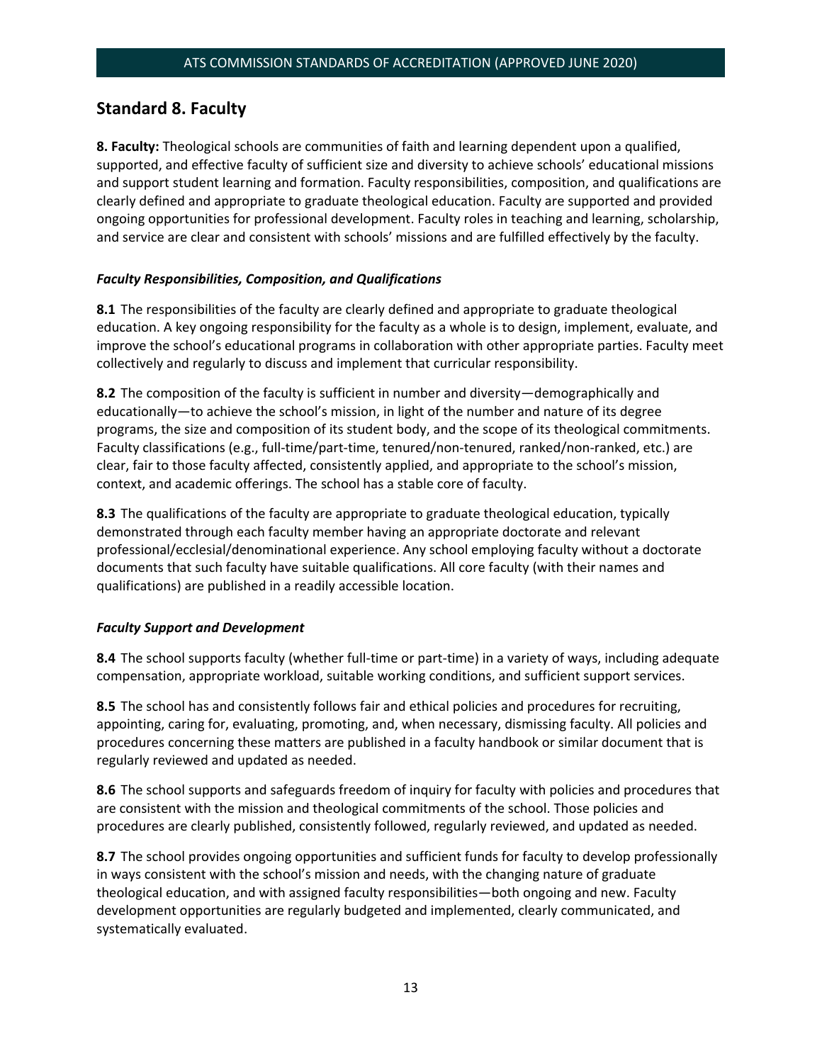## Standard 8. Faculty

**8. Faculty:** Theological schools are communities of faith and learning dependent upon a qualified, supported, and effective faculty of sufficient size and diversity to achieve schools' educational missions and support student learning and formation. Faculty responsibilities, composition, and qualifications are clearly defined and appropriate to graduate theological education. Faculty are supported and provided ongoing opportunities for professional development. Faculty roles in teaching and learning, scholarship, and service are clear and consistent with schools' missions and are fulfilled effectively by the faculty.

### *Faculty Responsibilities, Composition, and Qualifications*

**8.1** The responsibilities of the faculty are clearly defined and appropriate to graduate theological education. A key ongoing responsibility for the faculty as a whole is to design, implement, evaluate, and improve the school's educational programs in collaboration with other appropriate parties. Faculty meet collectively and regularly to discuss and implement that curricular responsibility.

**8.2** The composition of the faculty is sufficient in number and diversity—demographically and educationally—to achieve the school's mission, in light of the number and nature of its degree programs, the size and composition of its student body, and the scope of its theological commitments. Faculty classifications (e.g., full-time/part-time, tenured/non-tenured, ranked/non-ranked, etc.) are clear, fair to those faculty affected, consistently applied, and appropriate to the school's mission, context, and academic offerings. The school has a stable core of faculty.

**8.3** The qualifications of the faculty are appropriate to graduate theological education, typically demonstrated through each faculty member having an appropriate doctorate and relevant professional/ecclesial/denominational experience. Any school employing faculty without a doctorate documents that such faculty have suitable qualifications. All core faculty (with their names and qualifications) are published in a readily accessible location.

### *Faculty Support and Development*

**8.4** The school supports faculty (whether full-time or part-time) in a variety of ways, including adequate compensation, appropriate workload, suitable working conditions, and sufficient support services.

**8.5** The school has and consistently follows fair and ethical policies and procedures for recruiting, appointing, caring for, evaluating, promoting, and, when necessary, dismissing faculty. All policies and procedures concerning these matters are published in a faculty handbook or similar document that is regularly reviewed and updated as needed.

**8.6** The school supports and safeguards freedom of inquiry for faculty with policies and procedures that are consistent with the mission and theological commitments of the school. Those policies and procedures are clearly published, consistently followed, regularly reviewed, and updated as needed.

**8.7** The school provides ongoing opportunities and sufficient funds for faculty to develop professionally in ways consistent with the school's mission and needs, with the changing nature of graduate theological education, and with assigned faculty responsibilities—both ongoing and new. Faculty development opportunities are regularly budgeted and implemented, clearly communicated, and systematically evaluated.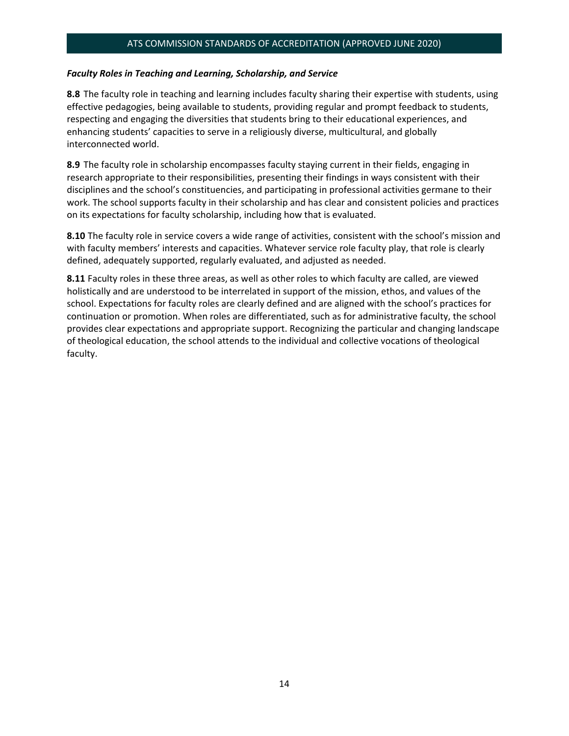***Faculty Roles in Teaching and Learning, Scholarship, and Service***

**8.8** The faculty role in teaching and learning includes faculty sharing their expertise with students, using effective pedagogies, being available to students, providing regular and prompt feedback to students, respecting and engaging the diversities that students bring to their educational experiences, and enhancing students' capacities to serve in a religiously diverse, multicultural, and globally interconnected world.

**8.9** The faculty role in scholarship encompasses faculty staying current in their fields, engaging in research appropriate to their responsibilities, presenting their findings in ways consistent with their disciplines and the school's constituencies, and participating in professional activities germane to their work. The school supports faculty in their scholarship and has clear and consistent policies and practices on its expectations for faculty scholarship, including how that is evaluated.

**8.10** The faculty role in service covers a wide range of activities, consistent with the school's mission and with faculty members' interests and capacities. Whatever service role faculty play, that role is clearly defined, adequately supported, regularly evaluated, and adjusted as needed.

**8.11** Faculty roles in these three areas, as well as other roles to which faculty are called, are viewed holistically and are understood to be interrelated in support of the mission, ethos, and values of the school. Expectations for faculty roles are clearly defined and are aligned with the school's practices for continuation or promotion. When roles are differentiated, such as for administrative faculty, the school provides clear expectations and appropriate support. Recognizing the particular and changing landscape of theological education, the school attends to the individual and collective vocations of theological faculty.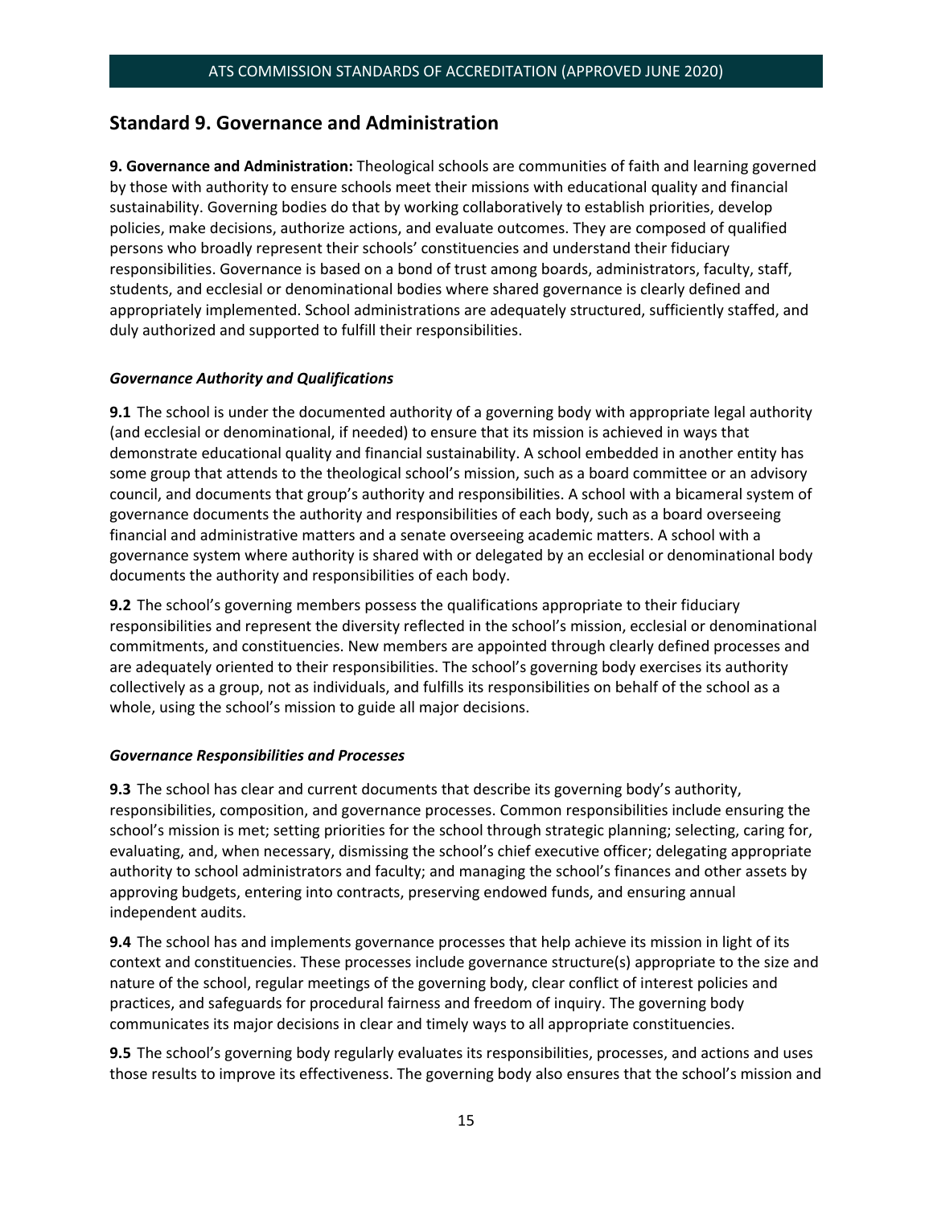## Standard 9. Governance and Administration

**9. Governance and Administration:** Theological schools are communities of faith and learning governed by those with authority to ensure schools meet their missions with educational quality and financial sustainability. Governing bodies do that by working collaboratively to establish priorities, develop policies, make decisions, authorize actions, and evaluate outcomes. They are composed of qualified persons who broadly represent their schools' constituencies and understand their fiduciary responsibilities. Governance is based on a bond of trust among boards, administrators, faculty, staff, students, and ecclesial or denominational bodies where shared governance is clearly defined and appropriately implemented. School administrations are adequately structured, sufficiently staffed, and duly authorized and supported to fulfill their responsibilities.

### *Governance Authority and Qualifications*

**9.1** The school is under the documented authority of a governing body with appropriate legal authority (and ecclesial or denominational, if needed) to ensure that its mission is achieved in ways that demonstrate educational quality and financial sustainability. A school embedded in another entity has some group that attends to the theological school's mission, such as a board committee or an advisory council, and documents that group's authority and responsibilities. A school with a bicameral system of governance documents the authority and responsibilities of each body, such as a board overseeing financial and administrative matters and a senate overseeing academic matters. A school with a governance system where authority is shared with or delegated by an ecclesial or denominational body documents the authority and responsibilities of each body.

**9.2** The school's governing members possess the qualifications appropriate to their fiduciary responsibilities and represent the diversity reflected in the school's mission, ecclesial or denominational commitments, and constituencies. New members are appointed through clearly defined processes and are adequately oriented to their responsibilities. The school's governing body exercises its authority collectively as a group, not as individuals, and fulfills its responsibilities on behalf of the school as a whole, using the school's mission to guide all major decisions.

### *Governance Responsibilities and Processes*

**9.3** The school has clear and current documents that describe its governing body's authority, responsibilities, composition, and governance processes. Common responsibilities include ensuring the school's mission is met; setting priorities for the school through strategic planning; selecting, caring for, evaluating, and, when necessary, dismissing the school's chief executive officer; delegating appropriate authority to school administrators and faculty; and managing the school's finances and other assets by approving budgets, entering into contracts, preserving endowed funds, and ensuring annual independent audits.

**9.4** The school has and implements governance processes that help achieve its mission in light of its context and constituencies. These processes include governance structure(s) appropriate to the size and nature of the school, regular meetings of the governing body, clear conflict of interest policies and practices, and safeguards for procedural fairness and freedom of inquiry. The governing body communicates its major decisions in clear and timely ways to all appropriate constituencies.

**9.5** The school's governing body regularly evaluates its responsibilities, processes, and actions and uses those results to improve its effectiveness. The governing body also ensures that the school's mission and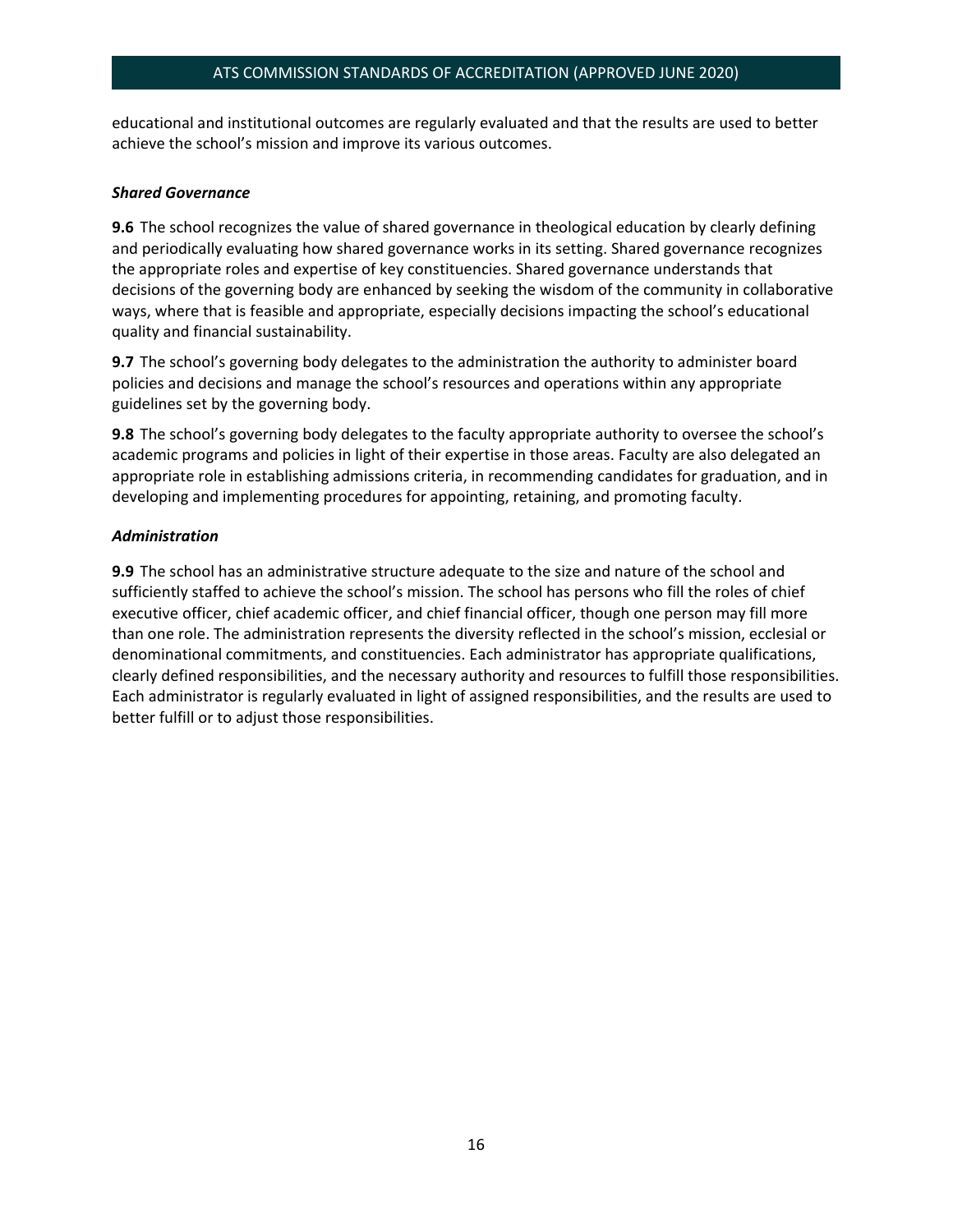educational and institutional outcomes are regularly evaluated and that the results are used to better achieve the school's mission and improve its various outcomes.

***Shared Governance***

**9.6** The school recognizes the value of shared governance in theological education by clearly defining and periodically evaluating how shared governance works in its setting. Shared governance recognizes the appropriate roles and expertise of key constituencies. Shared governance understands that decisions of the governing body are enhanced by seeking the wisdom of the community in collaborative ways, where that is feasible and appropriate, especially decisions impacting the school's educational quality and financial sustainability.

**9.7** The school's governing body delegates to the administration the authority to administer board policies and decisions and manage the school's resources and operations within any appropriate guidelines set by the governing body.

**9.8** The school's governing body delegates to the faculty appropriate authority to oversee the school's academic programs and policies in light of their expertise in those areas. Faculty are also delegated an appropriate role in establishing admissions criteria, in recommending candidates for graduation, and in developing and implementing procedures for appointing, retaining, and promoting faculty.

***Administration***

**9.9** The school has an administrative structure adequate to the size and nature of the school and sufficiently staffed to achieve the school's mission. The school has persons who fill the roles of chief executive officer, chief academic officer, and chief financial officer, though one person may fill more than one role. The administration represents the diversity reflected in the school's mission, ecclesial or denominational commitments, and constituencies. Each administrator has appropriate qualifications, clearly defined responsibilities, and the necessary authority and resources to fulfill those responsibilities. Each administrator is regularly evaluated in light of assigned responsibilities, and the results are used to better fulfill or to adjust those responsibilities.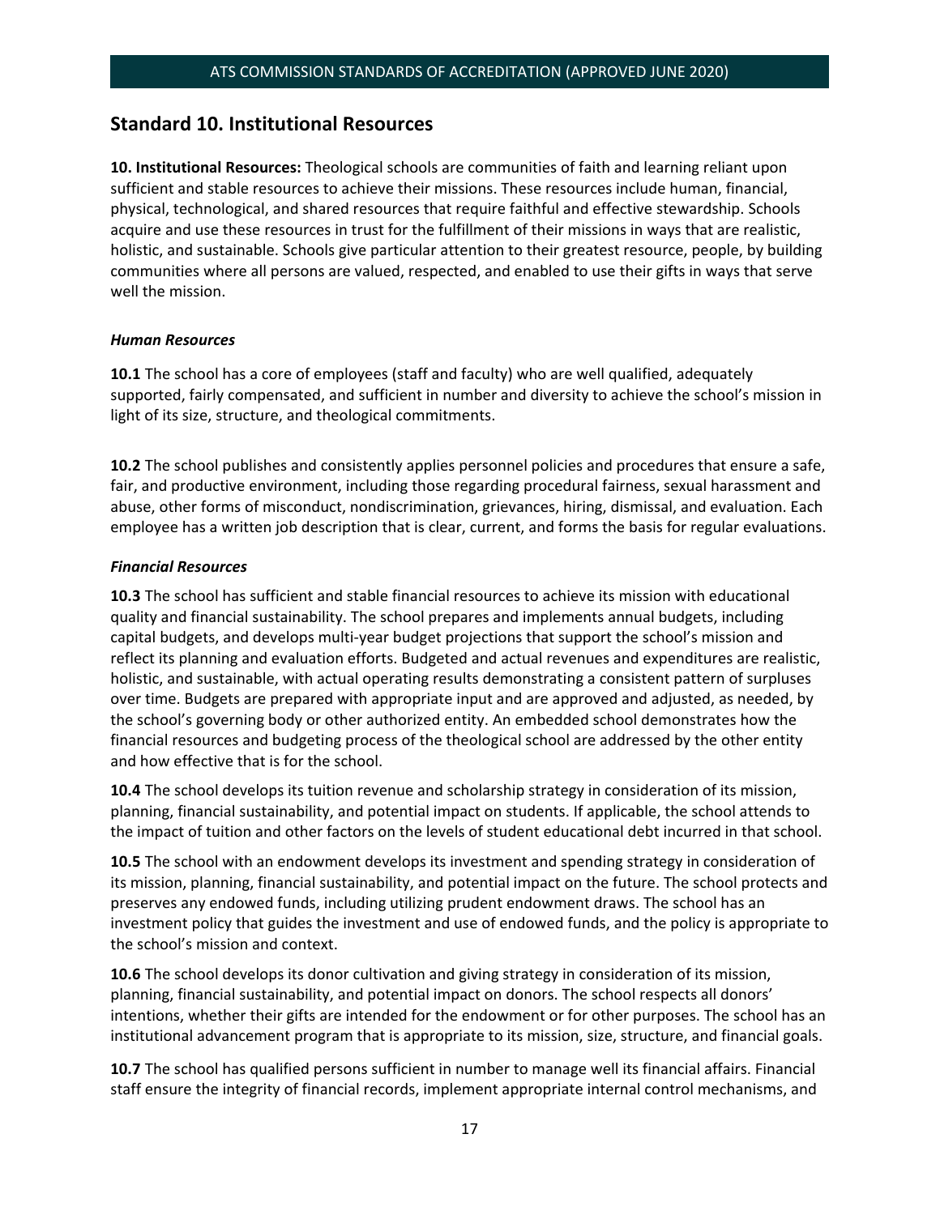## Standard 10. Institutional Resources

**10. Institutional Resources:** Theological schools are communities of faith and learning reliant upon sufficient and stable resources to achieve their missions. These resources include human, financial, physical, technological, and shared resources that require faithful and effective stewardship. Schools acquire and use these resources in trust for the fulfillment of their missions in ways that are realistic, holistic, and sustainable. Schools give particular attention to their greatest resource, people, by building communities where all persons are valued, respected, and enabled to use their gifts in ways that serve well the mission.

### *Human Resources*

**10.1** The school has a core of employees (staff and faculty) who are well qualified, adequately supported, fairly compensated, and sufficient in number and diversity to achieve the school's mission in light of its size, structure, and theological commitments.

**10.2** The school publishes and consistently applies personnel policies and procedures that ensure a safe, fair, and productive environment, including those regarding procedural fairness, sexual harassment and abuse, other forms of misconduct, nondiscrimination, grievances, hiring, dismissal, and evaluation. Each employee has a written job description that is clear, current, and forms the basis for regular evaluations.

### *Financial Resources*

**10.3** The school has sufficient and stable financial resources to achieve its mission with educational quality and financial sustainability. The school prepares and implements annual budgets, including capital budgets, and develops multi-year budget projections that support the school's mission and reflect its planning and evaluation efforts. Budgeted and actual revenues and expenditures are realistic, holistic, and sustainable, with actual operating results demonstrating a consistent pattern of surpluses over time. Budgets are prepared with appropriate input and are approved and adjusted, as needed, by the school's governing body or other authorized entity. An embedded school demonstrates how the financial resources and budgeting process of the theological school are addressed by the other entity and how effective that is for the school.

**10.4** The school develops its tuition revenue and scholarship strategy in consideration of its mission, planning, financial sustainability, and potential impact on students. If applicable, the school attends to the impact of tuition and other factors on the levels of student educational debt incurred in that school.

**10.5** The school with an endowment develops its investment and spending strategy in consideration of its mission, planning, financial sustainability, and potential impact on the future. The school protects and preserves any endowed funds, including utilizing prudent endowment draws. The school has an investment policy that guides the investment and use of endowed funds, and the policy is appropriate to the school's mission and context.

**10.6** The school develops its donor cultivation and giving strategy in consideration of its mission, planning, financial sustainability, and potential impact on donors. The school respects all donors' intentions, whether their gifts are intended for the endowment or for other purposes. The school has an institutional advancement program that is appropriate to its mission, size, structure, and financial goals.

**10.7** The school has qualified persons sufficient in number to manage well its financial affairs. Financial staff ensure the integrity of financial records, implement appropriate internal control mechanisms, and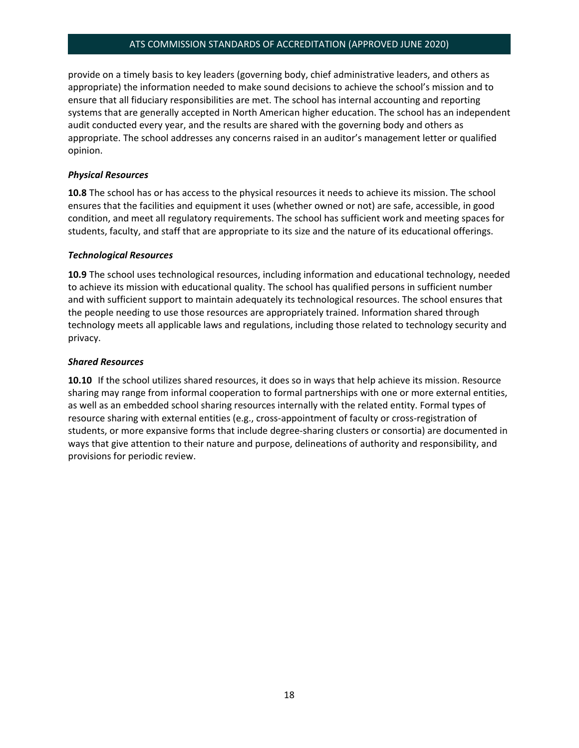provide on a timely basis to key leaders (governing body, chief administrative leaders, and others as appropriate) the information needed to make sound decisions to achieve the school's mission and to ensure that all fiduciary responsibilities are met. The school has internal accounting and reporting systems that are generally accepted in North American higher education. The school has an independent audit conducted every year, and the results are shared with the governing body and others as appropriate. The school addresses any concerns raised in an auditor's management letter or qualified opinion.

***Physical Resources***

**10.8** The school has or has access to the physical resources it needs to achieve its mission. The school ensures that the facilities and equipment it uses (whether owned or not) are safe, accessible, in good condition, and meet all regulatory requirements. The school has sufficient work and meeting spaces for students, faculty, and staff that are appropriate to its size and the nature of its educational offerings.

***Technological Resources***

**10.9** The school uses technological resources, including information and educational technology, needed to achieve its mission with educational quality. The school has qualified persons in sufficient number and with sufficient support to maintain adequately its technological resources. The school ensures that the people needing to use those resources are appropriately trained. Information shared through technology meets all applicable laws and regulations, including those related to technology security and privacy.

***Shared Resources***

**10.10** If the school utilizes shared resources, it does so in ways that help achieve its mission. Resource sharing may range from informal cooperation to formal partnerships with one or more external entities, as well as an embedded school sharing resources internally with the related entity. Formal types of resource sharing with external entities (e.g., cross-appointment of faculty or cross-registration of students, or more expansive forms that include degree-sharing clusters or consortia) are documented in ways that give attention to their nature and purpose, delineations of authority and responsibility, and provisions for periodic review.